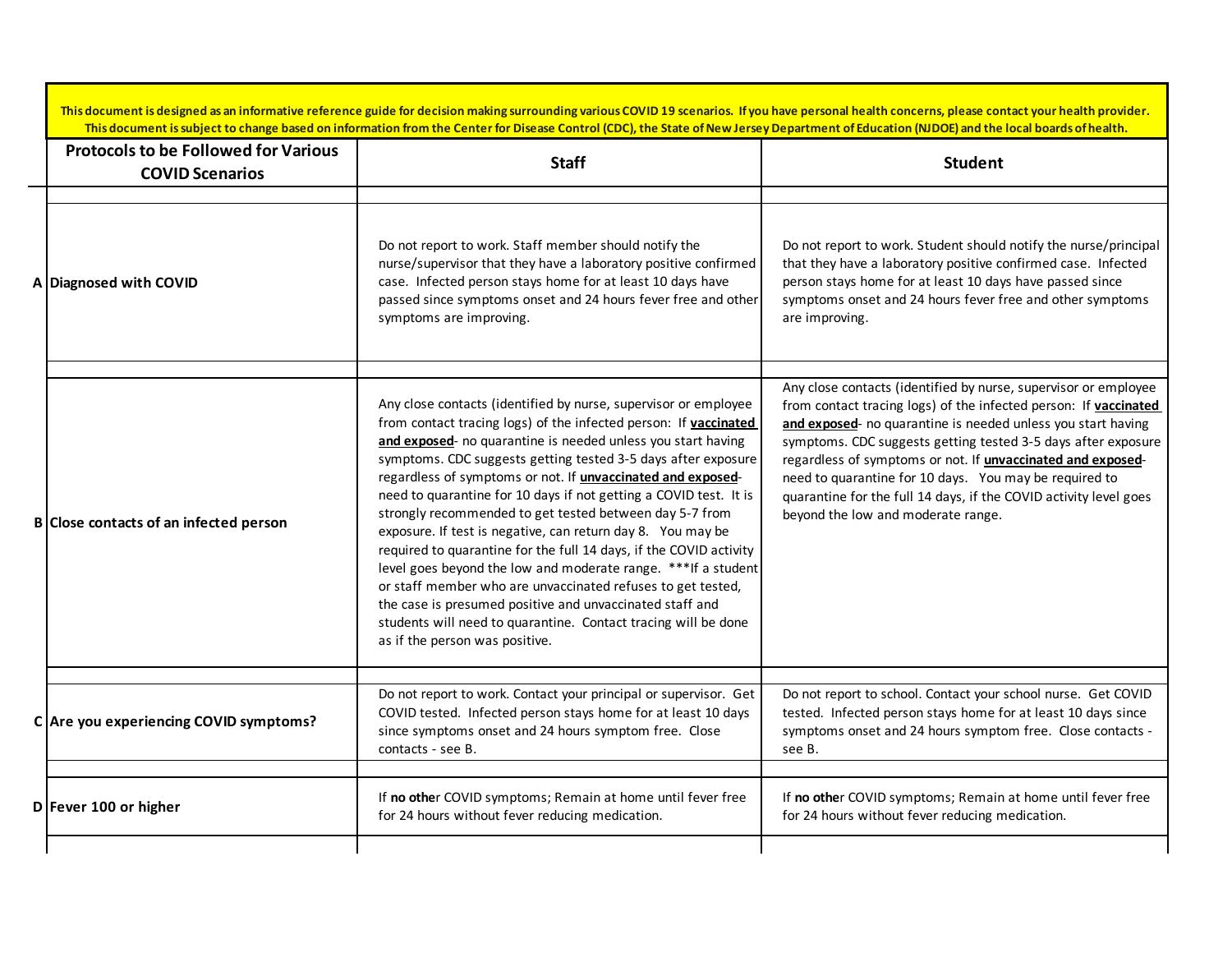**This document is designed as an informative reference guide for decision making surrounding various COVID 19 scenarios. If you have personal health concerns, please contact your health provider. This document is subject to change based on information from the Center for Disease Control (CDC), the State of New Jersey Department of Education (NJDOE) and the local boards of health.**

| | Protocols to be Followed for Various COVID Scenarios | Staff | Student |
|---|---|---|---|
| A | **Diagnosed with COVID** | Do not report to work. Staff member should notify the nurse/supervisor that they have a laboratory positive confirmed case. Infected person stays home for at least 10 days have passed since symptoms onset and 24 hours fever free and other symptoms are improving. | Do not report to work. Student should notify the nurse/principal that they have a laboratory positive confirmed case. Infected person stays home for at least 10 days have passed since symptoms onset and 24 hours fever free and other symptoms are improving. |
| B | **Close contacts of an infected person** | Any close contacts (identified by nurse, supervisor or employee from contact tracing logs) of the infected person: If **vaccinated and exposed**- no quarantine is needed unless you start having symptoms. CDC suggests getting tested 3-5 days after exposure regardless of symptoms or not. If **unvaccinated and exposed**- need to quarantine for 10 days if not getting a COVID test. It is strongly recommended to get tested between day 5-7 from exposure. If test is negative, can return day 8. You may be required to quarantine for the full 14 days, if the COVID activity level goes beyond the low and moderate range. ***If a student or staff member who are unvaccinated refuses to get tested, the case is presumed positive and unvaccinated staff and students will need to quarantine. Contact tracing will be done as if the person was positive. | Any close contacts (identified by nurse, supervisor or employee from contact tracing logs) of the infected person: If **vaccinated and exposed**- no quarantine is needed unless you start having symptoms. CDC suggests getting tested 3-5 days after exposure regardless of symptoms or not. If **unvaccinated and exposed**- need to quarantine for 10 days. You may be required to quarantine for the full 14 days, if the COVID activity level goes beyond the low and moderate range. |
| C | **Are you experiencing COVID symptoms?** | Do not report to work. Contact your principal or supervisor. Get COVID tested. Infected person stays home for at least 10 days since symptoms onset and 24 hours symptom free. Close contacts - see B. | Do not report to school. Contact your school nurse. Get COVID tested. Infected person stays home for at least 10 days since symptoms onset and 24 hours symptom free. Close contacts - see B. |
| D | **Fever 100 or higher** | If **no other** COVID symptoms; Remain at home until fever free for 24 hours without fever reducing medication. | If **no other** COVID symptoms; Remain at home until fever free for 24 hours without fever reducing medication. |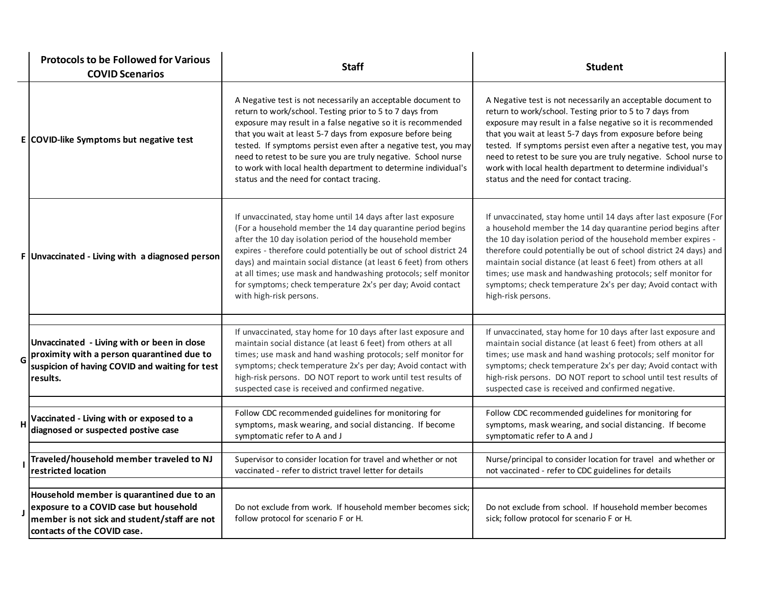| | Protocols to be Followed for Various COVID Scenarios | Staff | Student |
|---|---|---|---|
| E | **COVID-like Symptoms but negative test** | A Negative test is not necessarily an acceptable document to return to work/school. Testing prior to 5 to 7 days from exposure may result in a false negative so it is recommended that you wait at least 5-7 days from exposure before being tested. If symptoms persist even after a negative test, you may need to retest to be sure you are truly negative. School nurse to work with local health department to determine individual's status and the need for contact tracing. | A Negative test is not necessarily an acceptable document to return to work/school. Testing prior to 5 to 7 days from exposure may result in a false negative so it is recommended that you wait at least 5-7 days from exposure before being tested. If symptoms persist even after a negative test, you may need to retest to be sure you are truly negative. School nurse to work with local health department to determine individual's status and the need for contact tracing. |
| F | **Unvaccinated - Living with a diagnosed person** | If unvaccinated, stay home until 14 days after last exposure (For a household member the 14 day quarantine period begins after the 10 day isolation period of the household member expires - therefore could potentially be out of school district 24 days) and maintain social distance (at least 6 feet) from others at all times; use mask and handwashing protocols; self monitor for symptoms; check temperature 2x's per day; Avoid contact with high-risk persons. | If unvaccinated, stay home until 14 days after last exposure (For a household member the 14 day quarantine period begins after the 10 day isolation period of the household member expires - therefore could potentially be out of school district 24 days) and maintain social distance (at least 6 feet) from others at all times; use mask and handwashing protocols; self monitor for symptoms; check temperature 2x's per day; Avoid contact with high-risk persons. |
| G | **Unvaccinated - Living with or been in close proximity with a person quarantined due to suspicion of having COVID and waiting for test results.** | If unvaccinated, stay home for 10 days after last exposure and maintain social distance (at least 6 feet) from others at all times; use mask and hand washing protocols; self monitor for symptoms; check temperature 2x's per day; Avoid contact with high-risk persons. DO NOT report to work until test results of suspected case is received and confirmed negative. | If unvaccinated, stay home for 10 days after last exposure and maintain social distance (at least 6 feet) from others at all times; use mask and hand washing protocols; self monitor for symptoms; check temperature 2x's per day; Avoid contact with high-risk persons. DO NOT report to school until test results of suspected case is received and confirmed negative. |
| H | **Vaccinated - Living with or exposed to a diagnosed or suspected postive case** | Follow CDC recommended guidelines for monitoring for symptoms, mask wearing, and social distancing. If become symptomatic refer to A and J | Follow CDC recommended guidelines for monitoring for symptoms, mask wearing, and social distancing. If become symptomatic refer to A and J |
| I | **Traveled/household member traveled to NJ restricted location** | Supervisor to consider location for travel and whether or not vaccinated - refer to district travel letter for details | Nurse/principal to consider location for travel and whether or not vaccinated - refer to CDC guidelines for details |
| J | **Household member is quarantined due to an exposure to a COVID case but household member is not sick and student/staff are not contacts of the COVID case.** | Do not exclude from work. If household member becomes sick; follow protocol for scenario F or H. | Do not exclude from school. If household member becomes sick; follow protocol for scenario F or H. |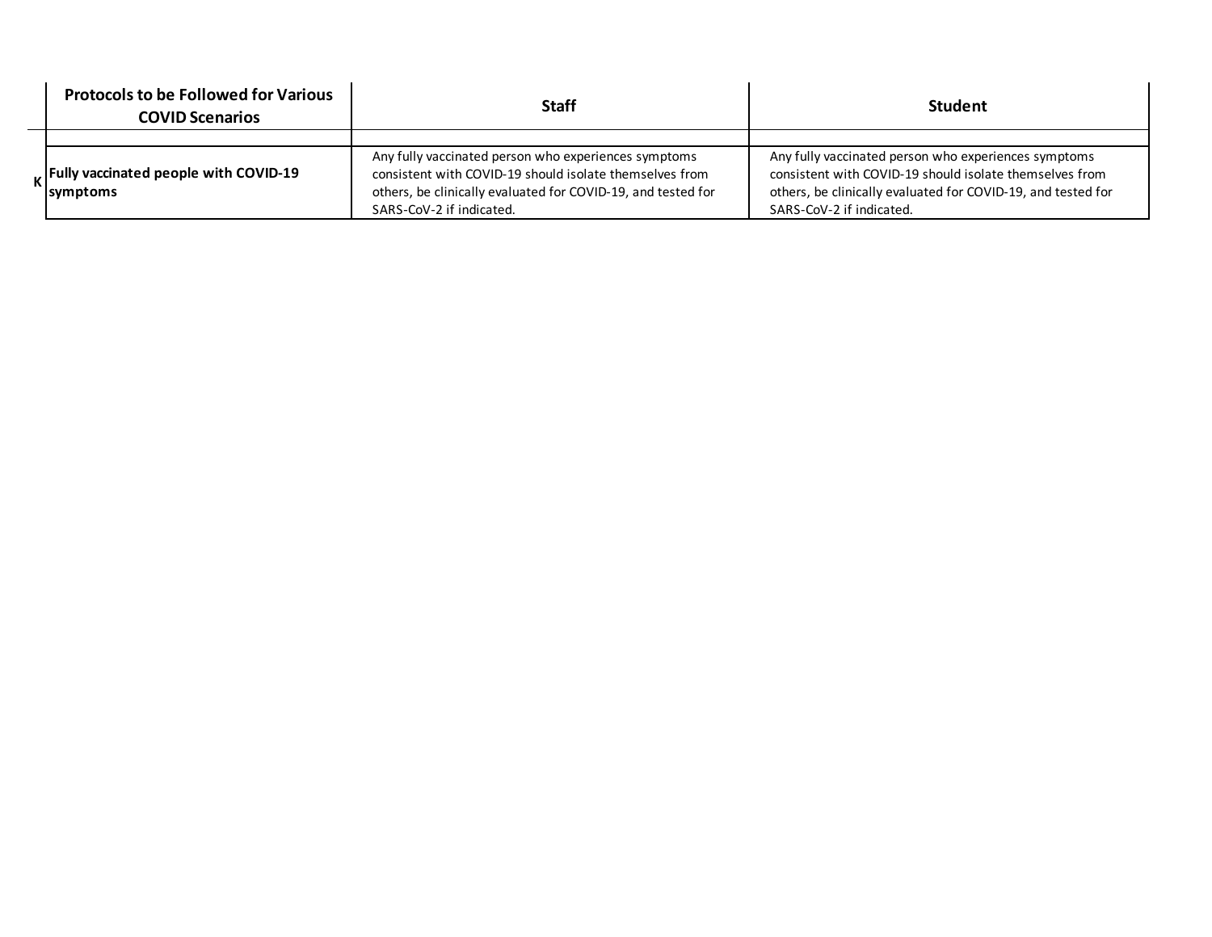| | Protocols to be Followed for Various COVID Scenarios | Staff | Student |
|---|---|---|---|
| | | | |
| K | **Fully vaccinated people with COVID-19 symptoms** | Any fully vaccinated person who experiences symptoms consistent with COVID-19 should isolate themselves from others, be clinically evaluated for COVID-19, and tested for SARS-CoV-2 if indicated. | Any fully vaccinated person who experiences symptoms consistent with COVID-19 should isolate themselves from others, be clinically evaluated for COVID-19, and tested for SARS-CoV-2 if indicated. |